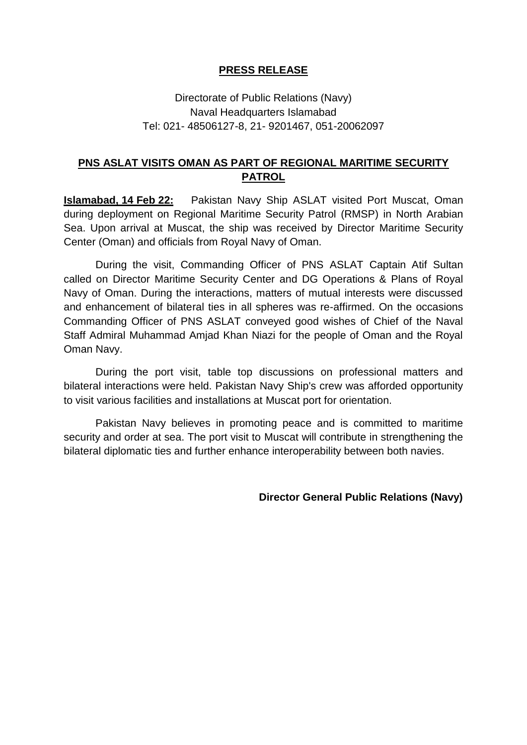**PRESS RELEASE**

Directorate of Public Relations (Navy)
Naval Headquarters Islamabad
Tel: 021- 48506127-8, 21- 9201467, 051-20062097

## PNS ASLAT VISITS OMAN AS PART OF REGIONAL MARITIME SECURITY PATROL

**Islamabad, 14 Feb 22:** Pakistan Navy Ship ASLAT visited Port Muscat, Oman during deployment on Regional Maritime Security Patrol (RMSP) in North Arabian Sea. Upon arrival at Muscat, the ship was received by Director Maritime Security Center (Oman) and officials from Royal Navy of Oman.

During the visit, Commanding Officer of PNS ASLAT Captain Atif Sultan called on Director Maritime Security Center and DG Operations & Plans of Royal Navy of Oman. During the interactions, matters of mutual interests were discussed and enhancement of bilateral ties in all spheres was re-affirmed. On the occasions Commanding Officer of PNS ASLAT conveyed good wishes of Chief of the Naval Staff Admiral Muhammad Amjad Khan Niazi for the people of Oman and the Royal Oman Navy.

During the port visit, table top discussions on professional matters and bilateral interactions were held. Pakistan Navy Ship's crew was afforded opportunity to visit various facilities and installations at Muscat port for orientation.

Pakistan Navy believes in promoting peace and is committed to maritime security and order at sea. The port visit to Muscat will contribute in strengthening the bilateral diplomatic ties and further enhance interoperability between both navies.

**Director General Public Relations (Navy)**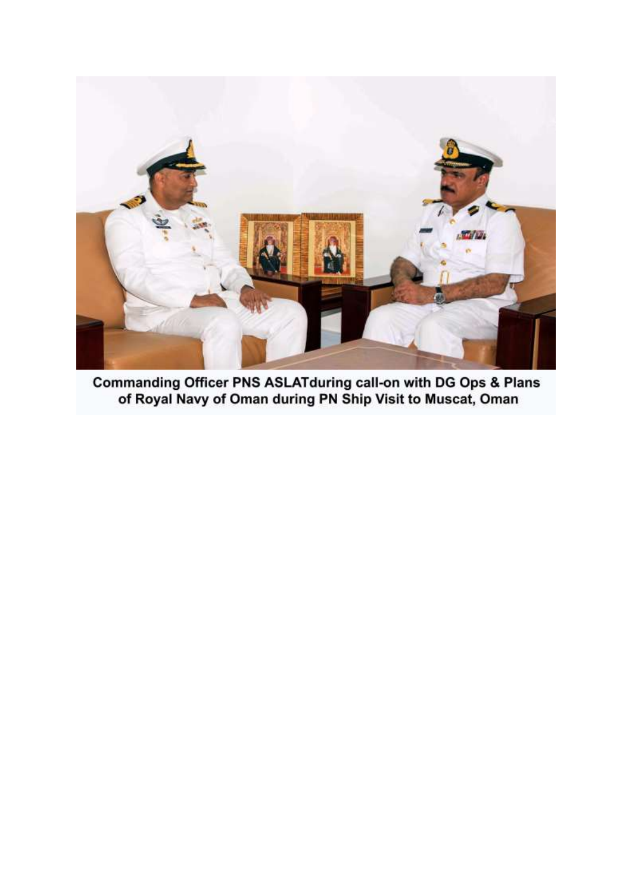Commanding Officer PNS ASLATduring call-on with DG Ops & Plans of Royal Navy of Oman during PN Ship Visit to Muscat, Oman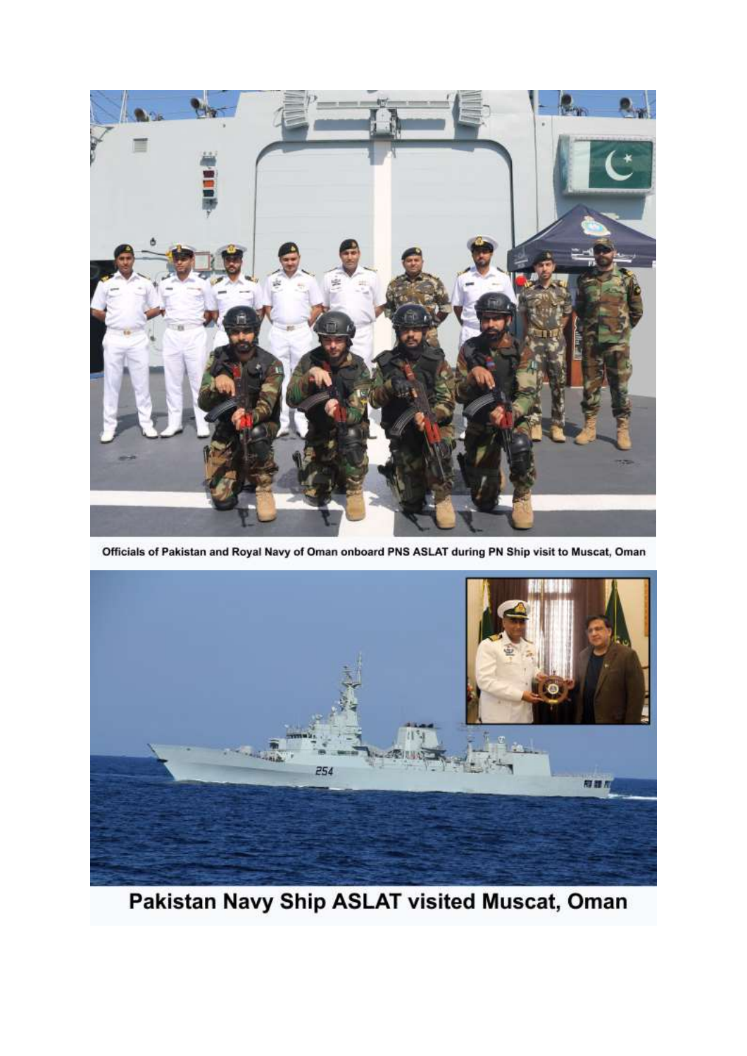Officials of Pakistan and Royal Navy of Oman onboard PNS ASLAT during PN Ship visit to Muscat, Oman

Pakistan Navy Ship ASLAT visited Muscat, Oman